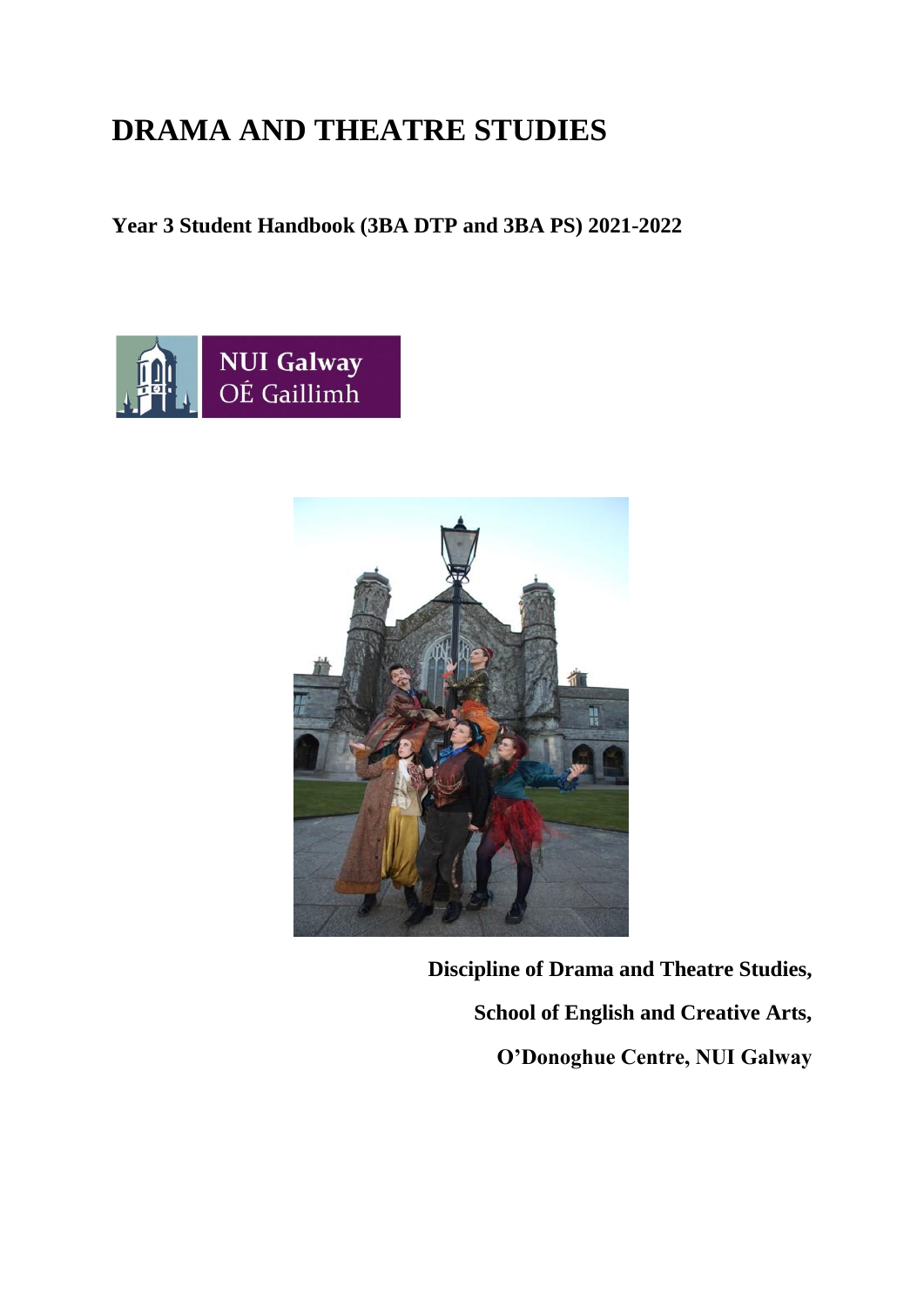# DRAMA AND THEATRE STUDIES

**Year 3 Student Handbook (3BA DTP and 3BA PS) 2021-2022**

NUI Galway
OÉ Gaillimh

**Discipline of Drama and Theatre Studies,**

**School of English and Creative Arts,**

**O'Donoghue Centre, NUI Galway**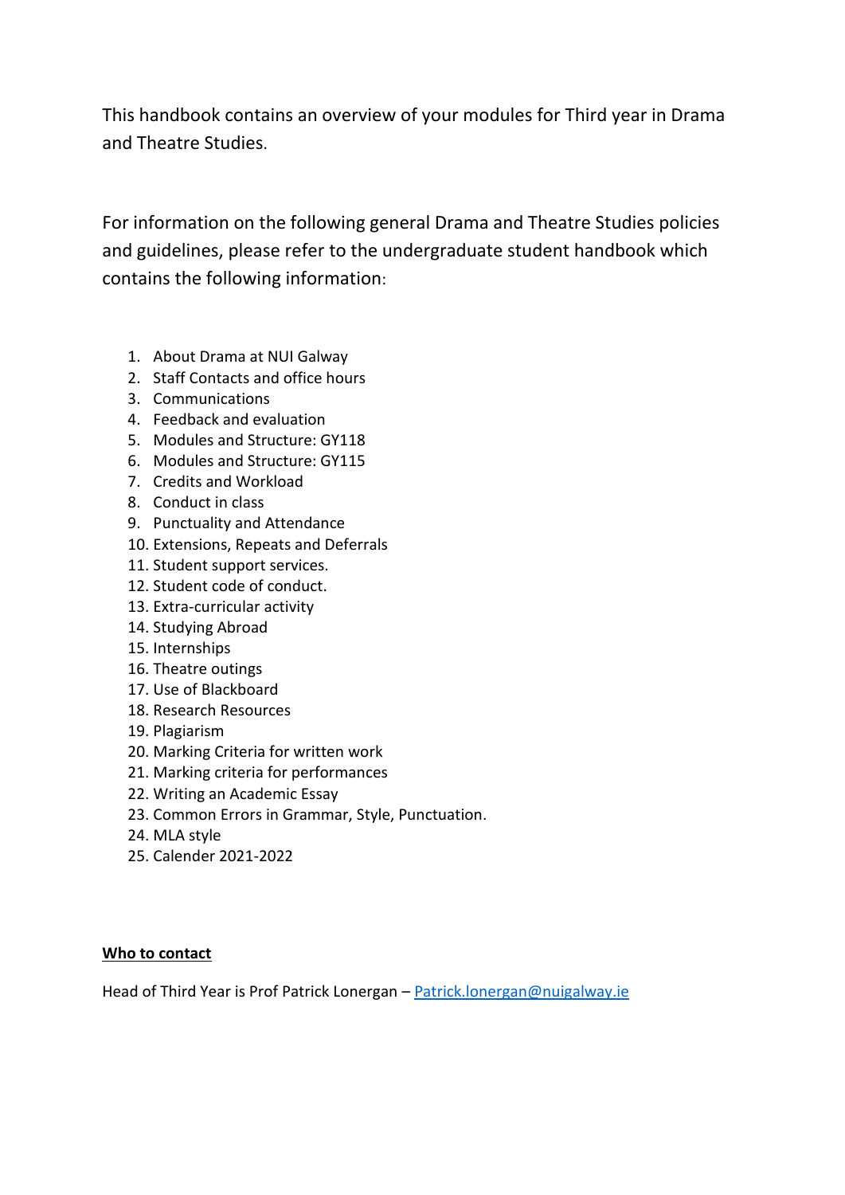This handbook contains an overview of your modules for Third year in Drama and Theatre Studies.

For information on the following general Drama and Theatre Studies policies and guidelines, please refer to the undergraduate student handbook which contains the following information:

1. About Drama at NUI Galway
2. Staff Contacts and office hours
3. Communications
4. Feedback and evaluation
5. Modules and Structure: GY118
6. Modules and Structure: GY115
7. Credits and Workload
8. Conduct in class
9. Punctuality and Attendance
10. Extensions, Repeats and Deferrals
11. Student support services.
12. Student code of conduct.
13. Extra-curricular activity
14. Studying Abroad
15. Internships
16. Theatre outings
17. Use of Blackboard
18. Research Resources
19. Plagiarism
20. Marking Criteria for written work
21. Marking criteria for performances
22. Writing an Academic Essay
23. Common Errors in Grammar, Style, Punctuation.
24. MLA style
25. Calender 2021-2022

**Who to contact**

Head of Third Year is Prof Patrick Lonergan – Patrick.lonergan@nuigalway.ie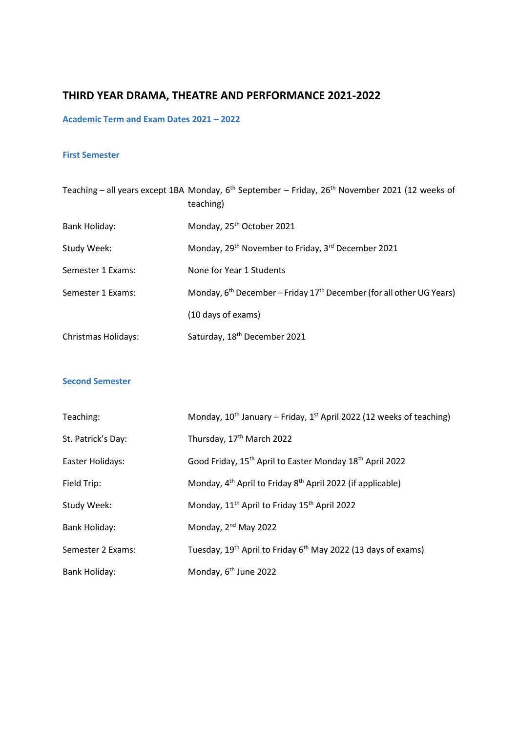# THIRD YEAR DRAMA, THEATRE AND PERFORMANCE 2021-2022

## Academic Term and Exam Dates 2021 – 2022

### First Semester

| | |
|---|---|
| Teaching – all years except 1BA | Monday, 6th September – Friday, 26th November 2021 (12 weeks of teaching) |
| Bank Holiday: | Monday, 25th October 2021 |
| Study Week: | Monday, 29th November to Friday, 3rd December 2021 |
| Semester 1 Exams: | None for Year 1 Students |
| Semester 1 Exams: | Monday, 6th December – Friday 17th December (for all other UG Years) (10 days of exams) |
| Christmas Holidays: | Saturday, 18th December 2021 |

### Second Semester

| | |
|---|---|
| Teaching: | Monday, 10th January – Friday, 1st April 2022 (12 weeks of teaching) |
| St. Patrick's Day: | Thursday, 17th March 2022 |
| Easter Holidays: | Good Friday, 15th April to Easter Monday 18th April 2022 |
| Field Trip: | Monday, 4th April to Friday 8th April 2022 (if applicable) |
| Study Week: | Monday, 11th April to Friday 15th April 2022 |
| Bank Holiday: | Monday, 2nd May 2022 |
| Semester 2 Exams: | Tuesday, 19th April to Friday 6th May 2022 (13 days of exams) |
| Bank Holiday: | Monday, 6th June 2022 |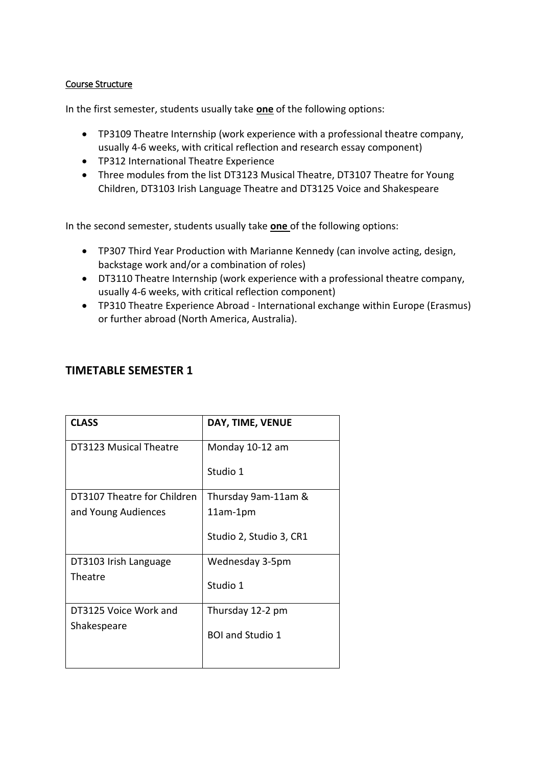Course Structure

In the first semester, students usually take **one** of the following options:

- TP3109 Theatre Internship (work experience with a professional theatre company, usually 4-6 weeks, with critical reflection and research essay component)
- TP312 International Theatre Experience
- Three modules from the list DT3123 Musical Theatre, DT3107 Theatre for Young Children, DT3103 Irish Language Theatre and DT3125 Voice and Shakespeare

In the second semester, students usually take **one** of the following options:

- TP307 Third Year Production with Marianne Kennedy (can involve acting, design, backstage work and/or a combination of roles)
- DT3110 Theatre Internship (work experience with a professional theatre company, usually 4-6 weeks, with critical reflection component)
- TP310 Theatre Experience Abroad - International exchange within Europe (Erasmus) or further abroad (North America, Australia).

## TIMETABLE SEMESTER 1

| CLASS | DAY, TIME, VENUE |
|---|---|
| DT3123 Musical Theatre | Monday 10-12 am<br>Studio 1 |
| DT3107 Theatre for Children and Young Audiences | Thursday 9am-11am & 11am-1pm<br>Studio 2, Studio 3, CR1 |
| DT3103 Irish Language Theatre | Wednesday 3-5pm<br>Studio 1 |
| DT3125 Voice Work and Shakespeare | Thursday 12-2 pm<br>BOI and Studio 1 |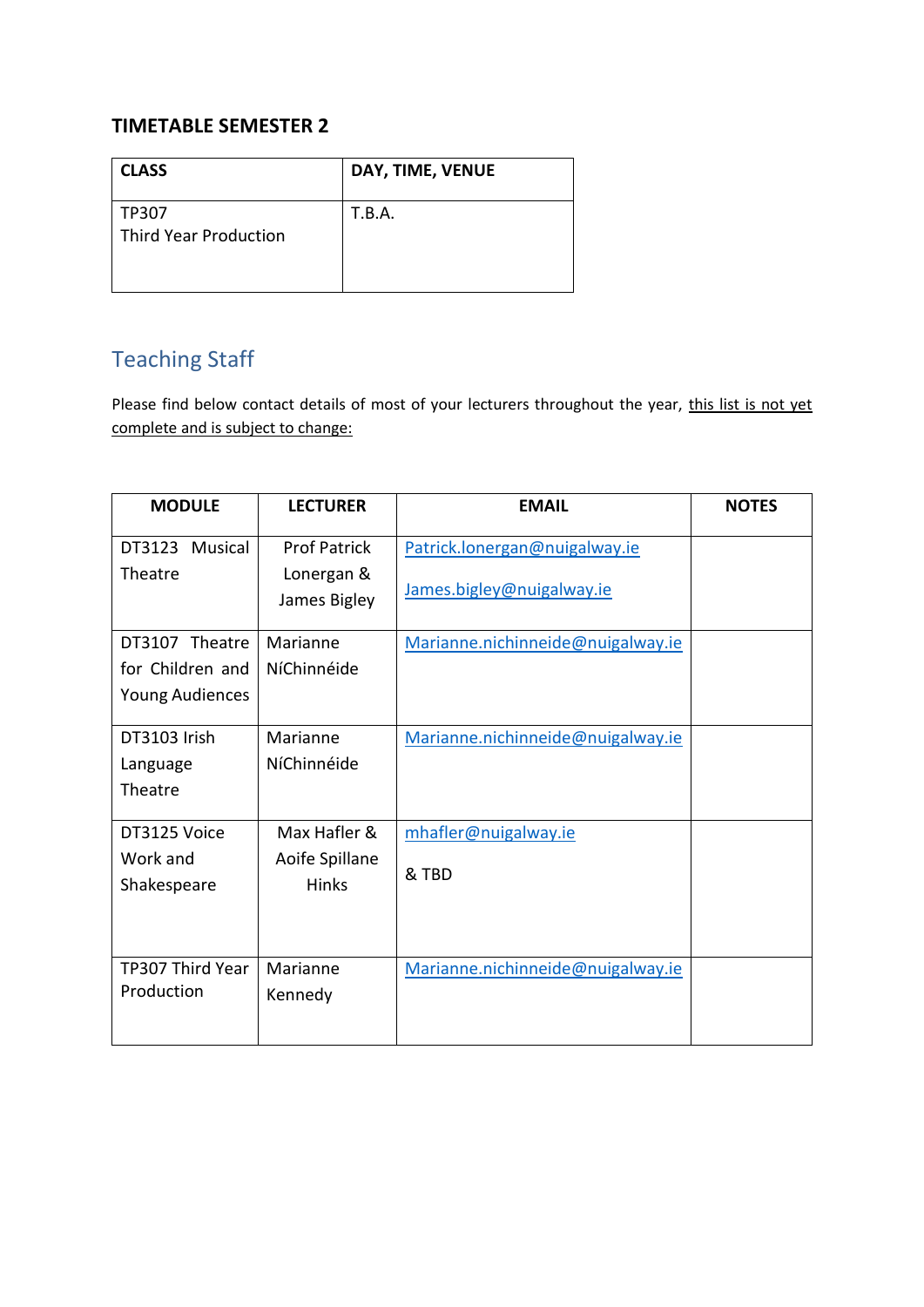## TIMETABLE SEMESTER 2

| CLASS | DAY, TIME, VENUE |
| --- | --- |
| TP307<br>Third Year Production | T.B.A. |

## Teaching Staff

Please find below contact details of most of your lecturers throughout the year, this list is not yet complete and is subject to change:

| MODULE | LECTURER | EMAIL | NOTES |
| --- | --- | --- | --- |
| DT3123 Musical Theatre | Prof Patrick Lonergan & James Bigley | Patrick.lonergan@nuigalway.ie<br><br>James.bigley@nuigalway.ie | |
| DT3107 Theatre for Children and Young Audiences | Marianne NíChinnéide | Marianne.nichinneide@nuigalway.ie | |
| DT3103 Irish Language Theatre | Marianne NíChinnéide | Marianne.nichinneide@nuigalway.ie | |
| DT3125 Voice Work and Shakespeare | Max Hafler & Aoife Spillane Hinks | mhafler@nuigalway.ie<br><br>& TBD | |
| TP307 Third Year Production | Marianne Kennedy | Marianne.nichinneide@nuigalway.ie | |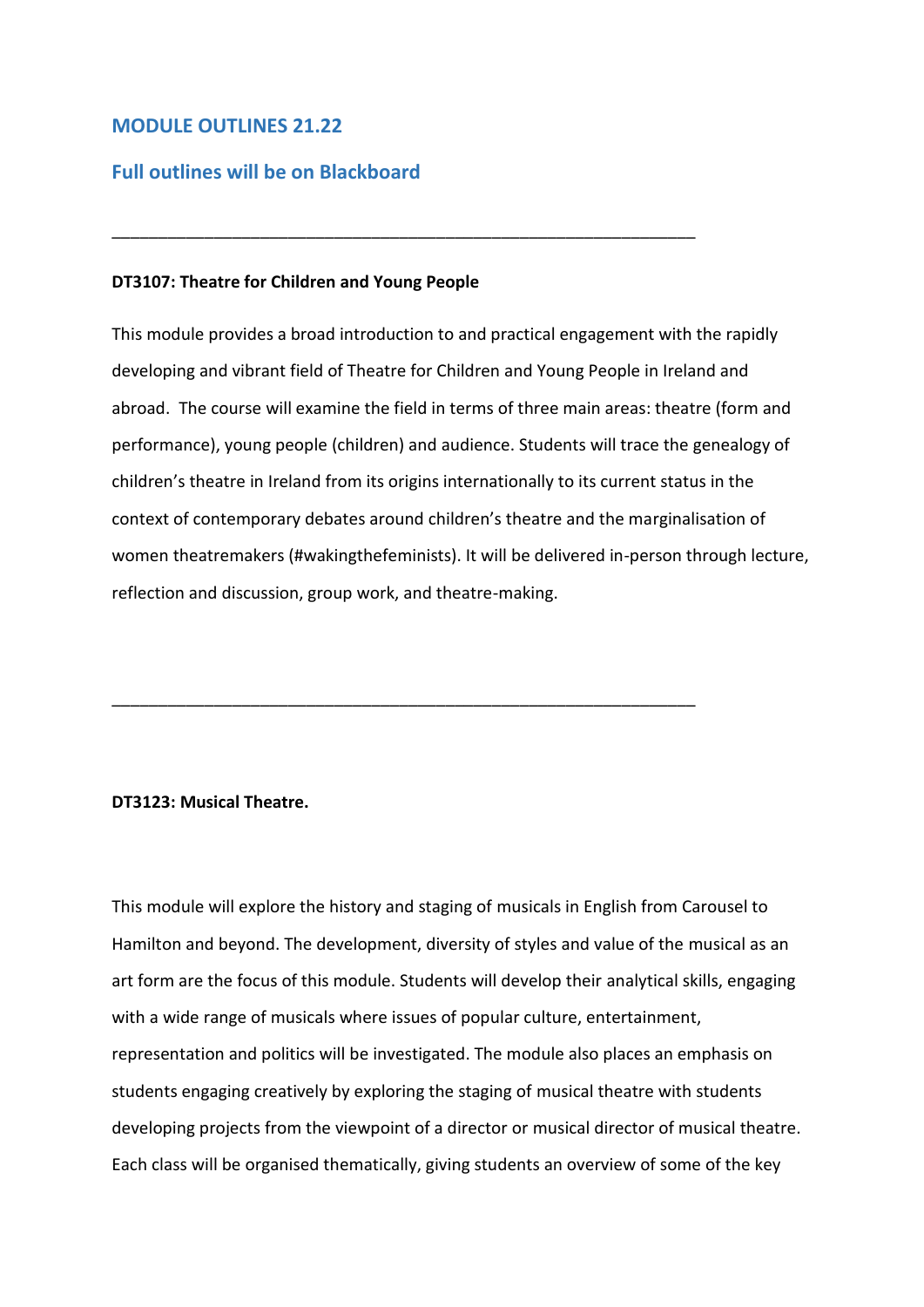## MODULE OUTLINES 21.22

## Full outlines will be on Blackboard

---

**DT3107: Theatre for Children and Young People**

This module provides a broad introduction to and practical engagement with the rapidly developing and vibrant field of Theatre for Children and Young People in Ireland and abroad. The course will examine the field in terms of three main areas: theatre (form and performance), young people (children) and audience. Students will trace the genealogy of children's theatre in Ireland from its origins internationally to its current status in the context of contemporary debates around children's theatre and the marginalisation of women theatremakers (#wakingthefeminists). It will be delivered in-person through lecture, reflection and discussion, group work, and theatre-making.

---

**DT3123: Musical Theatre.**

This module will explore the history and staging of musicals in English from Carousel to Hamilton and beyond. The development, diversity of styles and value of the musical as an art form are the focus of this module. Students will develop their analytical skills, engaging with a wide range of musicals where issues of popular culture, entertainment, representation and politics will be investigated. The module also places an emphasis on students engaging creatively by exploring the staging of musical theatre with students developing projects from the viewpoint of a director or musical director of musical theatre. Each class will be organised thematically, giving students an overview of some of the key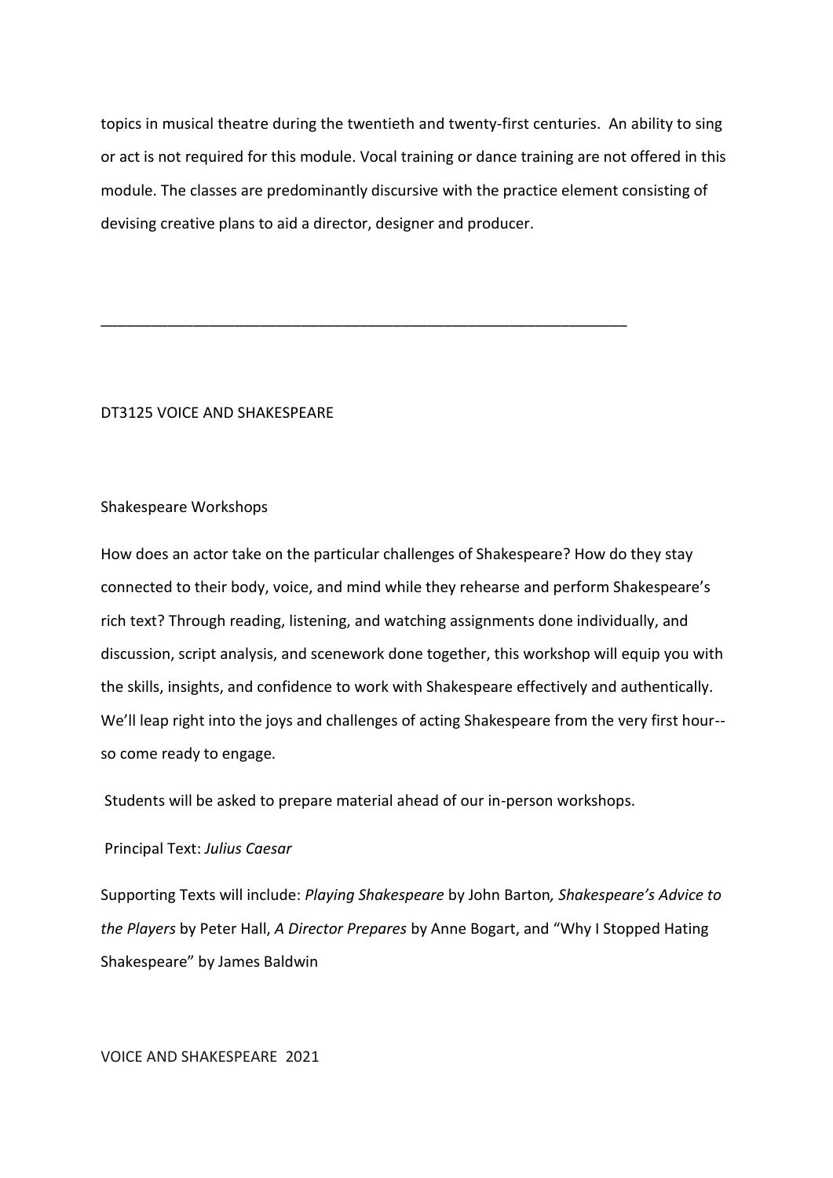topics in musical theatre during the twentieth and twenty-first centuries. An ability to sing or act is not required for this module. Vocal training or dance training are not offered in this module. The classes are predominantly discursive with the practice element consisting of devising creative plans to aid a director, designer and producer.

---

DT3125 VOICE AND SHAKESPEARE

Shakespeare Workshops

How does an actor take on the particular challenges of Shakespeare? How do they stay connected to their body, voice, and mind while they rehearse and perform Shakespeare's rich text? Through reading, listening, and watching assignments done individually, and discussion, script analysis, and scenework done together, this workshop will equip you with the skills, insights, and confidence to work with Shakespeare effectively and authentically. We'll leap right into the joys and challenges of acting Shakespeare from the very first hour--so come ready to engage.

Students will be asked to prepare material ahead of our in-person workshops.

Principal Text: *Julius Caesar*

Supporting Texts will include: *Playing Shakespeare* by John Barton*, Shakespeare's Advice to the Players* by Peter Hall, *A Director Prepares* by Anne Bogart, and "Why I Stopped Hating Shakespeare" by James Baldwin

VOICE AND SHAKESPEARE 2021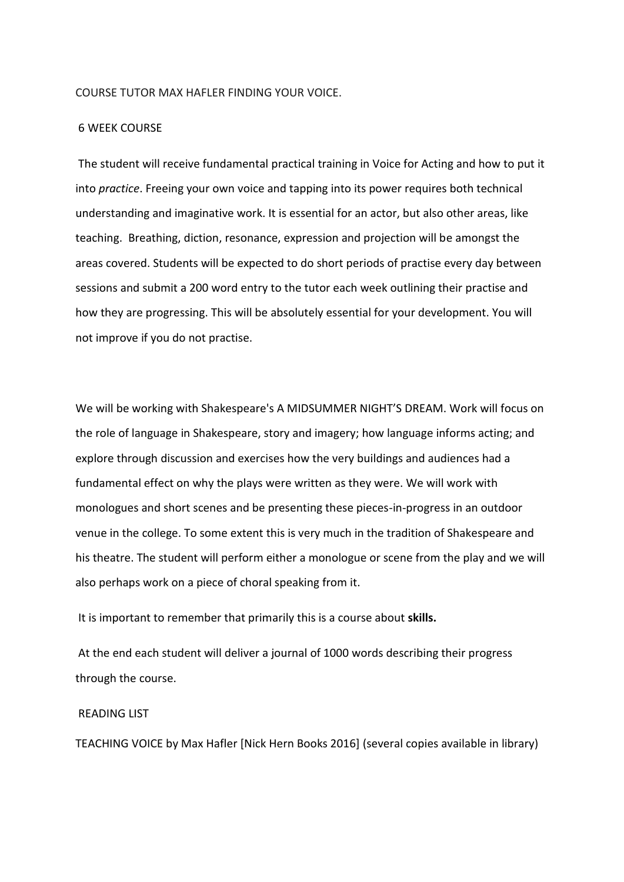COURSE TUTOR MAX HAFLER FINDING YOUR VOICE.

6 WEEK COURSE

The student will receive fundamental practical training in Voice for Acting and how to put it into *practice*. Freeing your own voice and tapping into its power requires both technical understanding and imaginative work. It is essential for an actor, but also other areas, like teaching. Breathing, diction, resonance, expression and projection will be amongst the areas covered. Students will be expected to do short periods of practise every day between sessions and submit a 200 word entry to the tutor each week outlining their practise and how they are progressing. This will be absolutely essential for your development. You will not improve if you do not practise.

We will be working with Shakespeare's A MIDSUMMER NIGHT'S DREAM. Work will focus on the role of language in Shakespeare, story and imagery; how language informs acting; and explore through discussion and exercises how the very buildings and audiences had a fundamental effect on why the plays were written as they were. We will work with monologues and short scenes and be presenting these pieces-in-progress in an outdoor venue in the college. To some extent this is very much in the tradition of Shakespeare and his theatre. The student will perform either a monologue or scene from the play and we will also perhaps work on a piece of choral speaking from it.

It is important to remember that primarily this is a course about **skills.**

At the end each student will deliver a journal of 1000 words describing their progress through the course.

READING LIST

TEACHING VOICE by Max Hafler [Nick Hern Books 2016] (several copies available in library)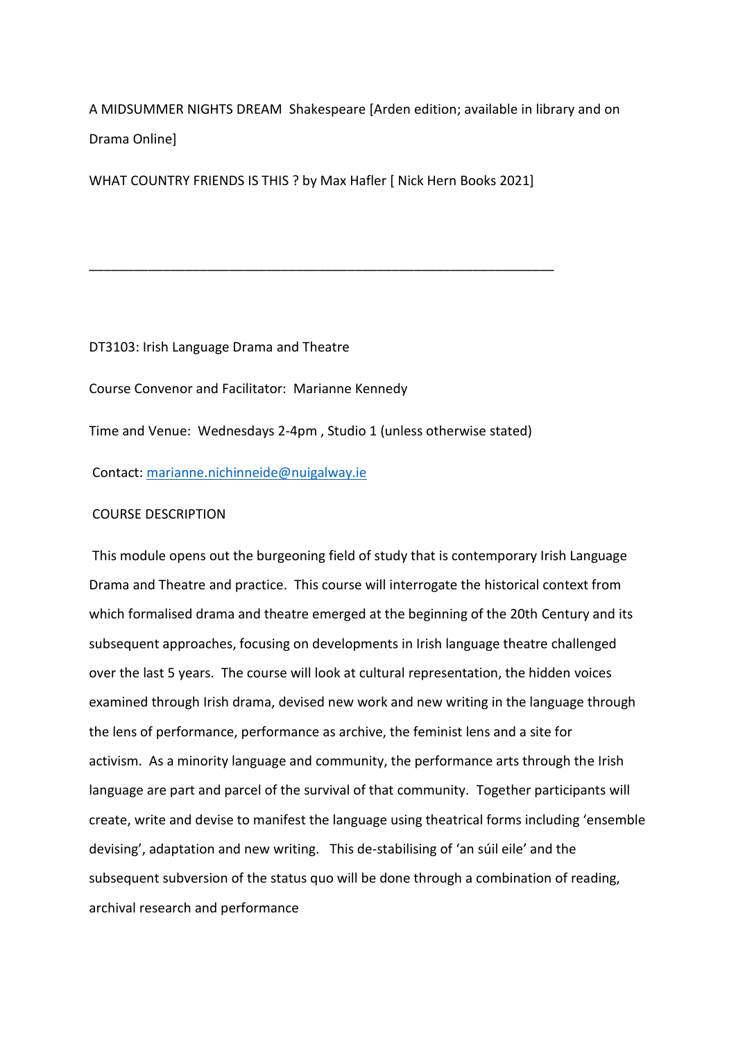A MIDSUMMER NIGHTS DREAM  Shakespeare [Arden edition; available in library and on Drama Online]

WHAT COUNTRY FRIENDS IS THIS ? by Max Hafler [ Nick Hern Books 2021]

---

DT3103: Irish Language Drama and Theatre

Course Convenor and Facilitator:  Marianne Kennedy

Time and Venue:  Wednesdays 2-4pm , Studio 1 (unless otherwise stated)

Contact: [marianne.nichinneide@nuigalway.ie](mailto:marianne.nichinneide@nuigalway.ie)

COURSE DESCRIPTION

This module opens out the burgeoning field of study that is contemporary Irish Language Drama and Theatre and practice.  This course will interrogate the historical context from which formalised drama and theatre emerged at the beginning of the 20th Century and its subsequent approaches, focusing on developments in Irish language theatre challenged over the last 5 years.  The course will look at cultural representation, the hidden voices examined through Irish drama, devised new work and new writing in the language through the lens of performance, performance as archive, the feminist lens and a site for activism.  As a minority language and community, the performance arts through the Irish language are part and parcel of the survival of that community.  Together participants will create, write and devise to manifest the language using theatrical forms including 'ensemble devising', adaptation and new writing.   This de-stabilising of 'an súil eile' and the subsequent subversion of the status quo will be done through a combination of reading, archival research and performance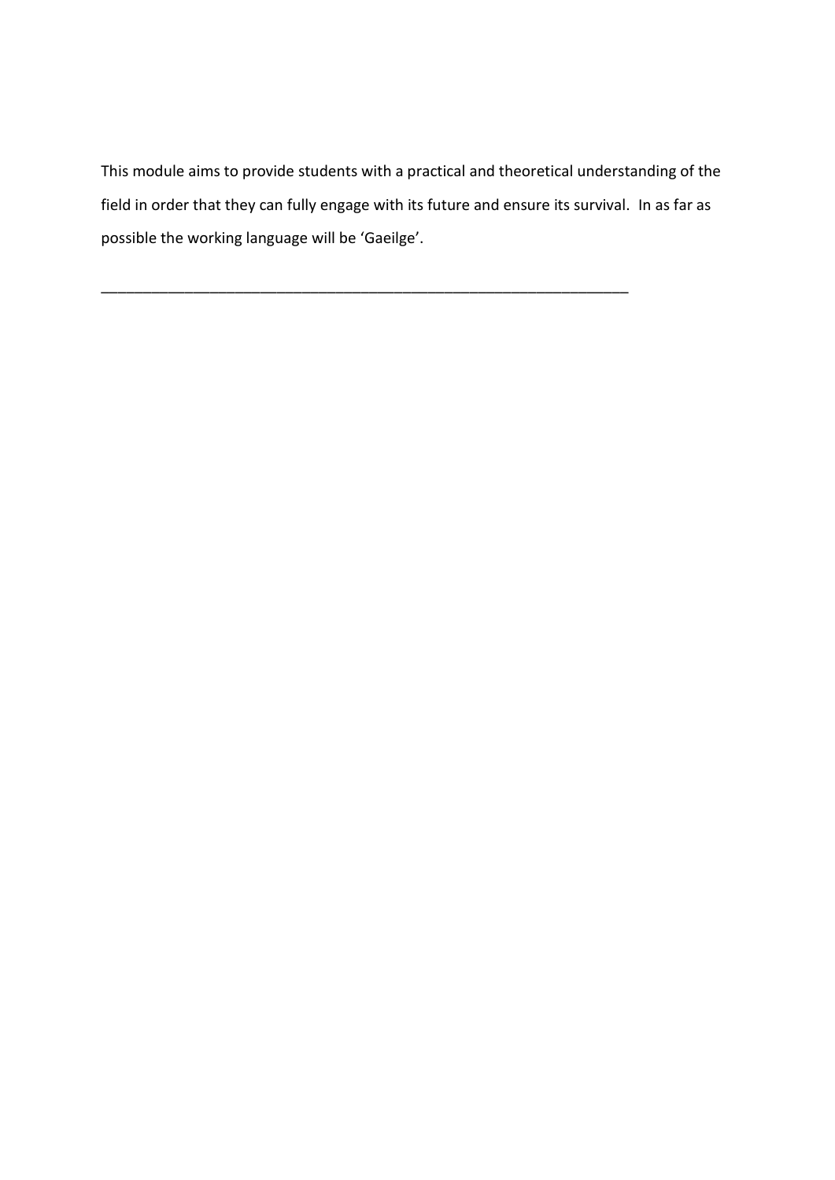This module aims to provide students with a practical and theoretical understanding of the field in order that they can fully engage with its future and ensure its survival.  In as far as possible the working language will be 'Gaeilge'.

---